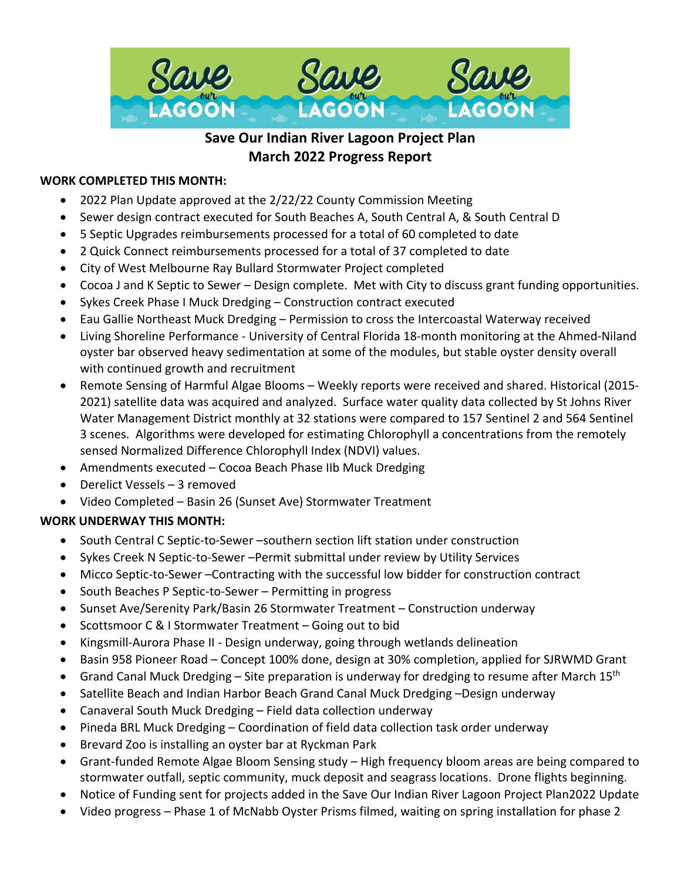# Save Our Indian River Lagoon Project Plan
## March 2022 Progress Report

**WORK COMPLETED THIS MONTH:**

- 2022 Plan Update approved at the 2/22/22 County Commission Meeting
- Sewer design contract executed for South Beaches A, South Central A, & South Central D
- 5 Septic Upgrades reimbursements processed for a total of 60 completed to date
- 2 Quick Connect reimbursements processed for a total of 37 completed to date
- City of West Melbourne Ray Bullard Stormwater Project completed
- Cocoa J and K Septic to Sewer – Design complete. Met with City to discuss grant funding opportunities.
- Sykes Creek Phase I Muck Dredging – Construction contract executed
- Eau Gallie Northeast Muck Dredging – Permission to cross the Intercoastal Waterway received
- Living Shoreline Performance - University of Central Florida 18-month monitoring at the Ahmed-Niland oyster bar observed heavy sedimentation at some of the modules, but stable oyster density overall with continued growth and recruitment
- Remote Sensing of Harmful Algae Blooms – Weekly reports were received and shared. Historical (2015-2021) satellite data was acquired and analyzed. Surface water quality data collected by St Johns River Water Management District monthly at 32 stations were compared to 157 Sentinel 2 and 564 Sentinel 3 scenes. Algorithms were developed for estimating Chlorophyll a concentrations from the remotely sensed Normalized Difference Chlorophyll Index (NDVI) values.
- Amendments executed – Cocoa Beach Phase IIb Muck Dredging
- Derelict Vessels – 3 removed
- Video Completed – Basin 26 (Sunset Ave) Stormwater Treatment

**WORK UNDERWAY THIS MONTH:**

- South Central C Septic-to-Sewer –southern section lift station under construction
- Sykes Creek N Septic-to-Sewer –Permit submittal under review by Utility Services
- Micco Septic-to-Sewer –Contracting with the successful low bidder for construction contract
- South Beaches P Septic-to-Sewer – Permitting in progress
- Sunset Ave/Serenity Park/Basin 26 Stormwater Treatment – Construction underway
- Scottsmoor C & I Stormwater Treatment – Going out to bid
- Kingsmill-Aurora Phase II - Design underway, going through wetlands delineation
- Basin 958 Pioneer Road – Concept 100% done, design at 30% completion, applied for SJRWMD Grant
- Grand Canal Muck Dredging – Site preparation is underway for dredging to resume after March 15th
- Satellite Beach and Indian Harbor Beach Grand Canal Muck Dredging –Design underway
- Canaveral South Muck Dredging – Field data collection underway
- Pineda BRL Muck Dredging – Coordination of field data collection task order underway
- Brevard Zoo is installing an oyster bar at Ryckman Park
- Grant-funded Remote Algae Bloom Sensing study – High frequency bloom areas are being compared to stormwater outfall, septic community, muck deposit and seagrass locations. Drone flights beginning.
- Notice of Funding sent for projects added in the Save Our Indian River Lagoon Project Plan2022 Update
- Video progress – Phase 1 of McNabb Oyster Prisms filmed, waiting on spring installation for phase 2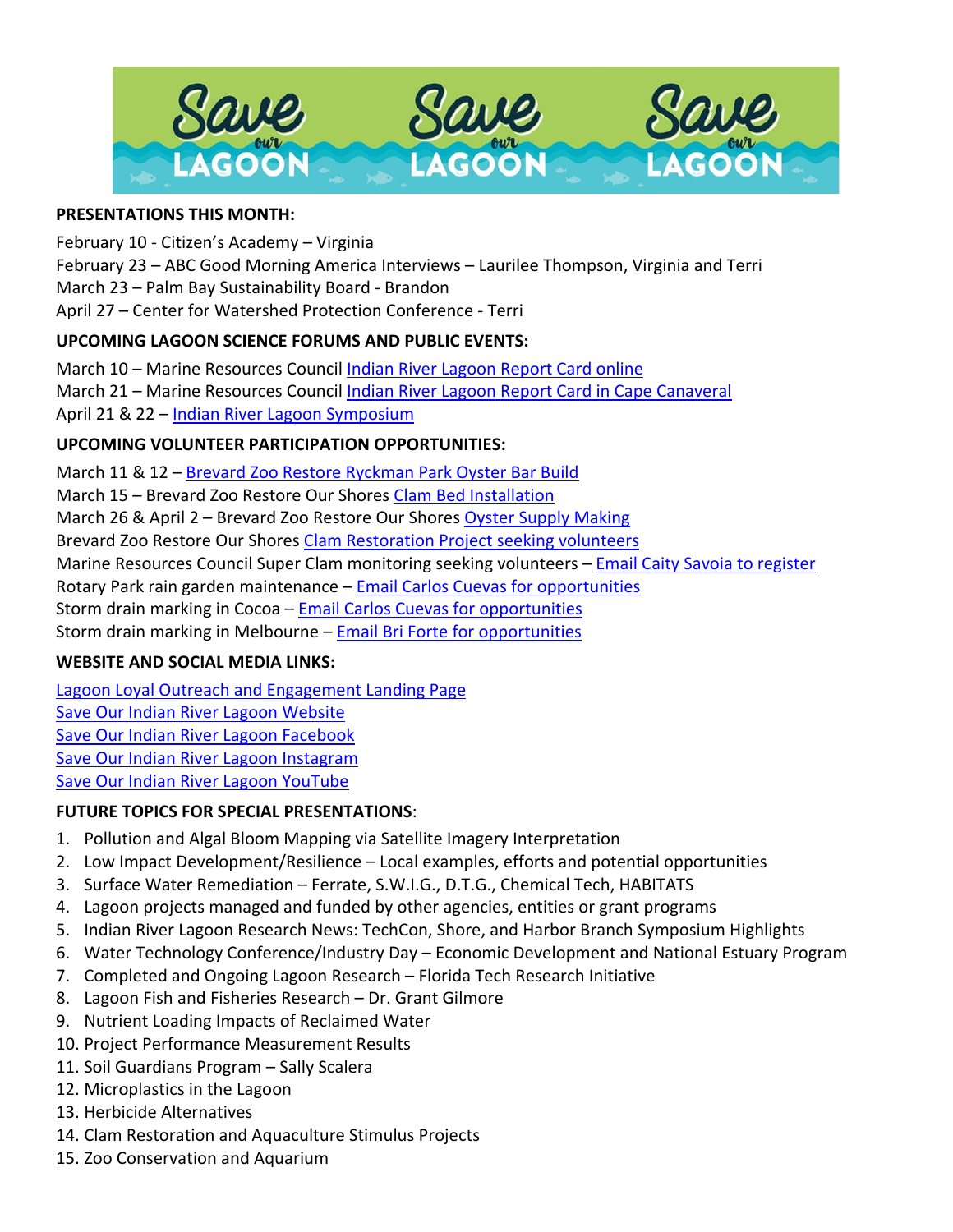**PRESENTATIONS THIS MONTH:**

February 10 - Citizen's Academy – Virginia
February 23 – ABC Good Morning America Interviews – Laurilee Thompson, Virginia and Terri
March 23 – Palm Bay Sustainability Board - Brandon
April 27 – Center for Watershed Protection Conference - Terri

**UPCOMING LAGOON SCIENCE FORUMS AND PUBLIC EVENTS:**

March 10 – Marine Resources Council Indian River Lagoon Report Card online
March 21 – Marine Resources Council Indian River Lagoon Report Card in Cape Canaveral
April 21 & 22 – Indian River Lagoon Symposium

**UPCOMING VOLUNTEER PARTICIPATION OPPORTUNITIES:**

March 11 & 12 – Brevard Zoo Restore Ryckman Park Oyster Bar Build
March 15 – Brevard Zoo Restore Our Shores Clam Bed Installation
March 26 & April 2 – Brevard Zoo Restore Our Shores Oyster Supply Making
Brevard Zoo Restore Our Shores Clam Restoration Project seeking volunteers
Marine Resources Council Super Clam monitoring seeking volunteers – Email Caity Savoia to register
Rotary Park rain garden maintenance – Email Carlos Cuevas for opportunities
Storm drain marking in Cocoa – Email Carlos Cuevas for opportunities
Storm drain marking in Melbourne – Email Bri Forte for opportunities

**WEBSITE AND SOCIAL MEDIA LINKS:**

Lagoon Loyal Outreach and Engagement Landing Page
Save Our Indian River Lagoon Website
Save Our Indian River Lagoon Facebook
Save Our Indian River Lagoon Instagram
Save Our Indian River Lagoon YouTube

**FUTURE TOPICS FOR SPECIAL PRESENTATIONS**:

1. Pollution and Algal Bloom Mapping via Satellite Imagery Interpretation
2. Low Impact Development/Resilience – Local examples, efforts and potential opportunities
3. Surface Water Remediation – Ferrate, S.W.I.G., D.T.G., Chemical Tech, HABITATS
4. Lagoon projects managed and funded by other agencies, entities or grant programs
5. Indian River Lagoon Research News: TechCon, Shore, and Harbor Branch Symposium Highlights
6. Water Technology Conference/Industry Day – Economic Development and National Estuary Program
7. Completed and Ongoing Lagoon Research – Florida Tech Research Initiative
8. Lagoon Fish and Fisheries Research – Dr. Grant Gilmore
9. Nutrient Loading Impacts of Reclaimed Water
10. Project Performance Measurement Results
11. Soil Guardians Program – Sally Scalera
12. Microplastics in the Lagoon
13. Herbicide Alternatives
14. Clam Restoration and Aquaculture Stimulus Projects
15. Zoo Conservation and Aquarium